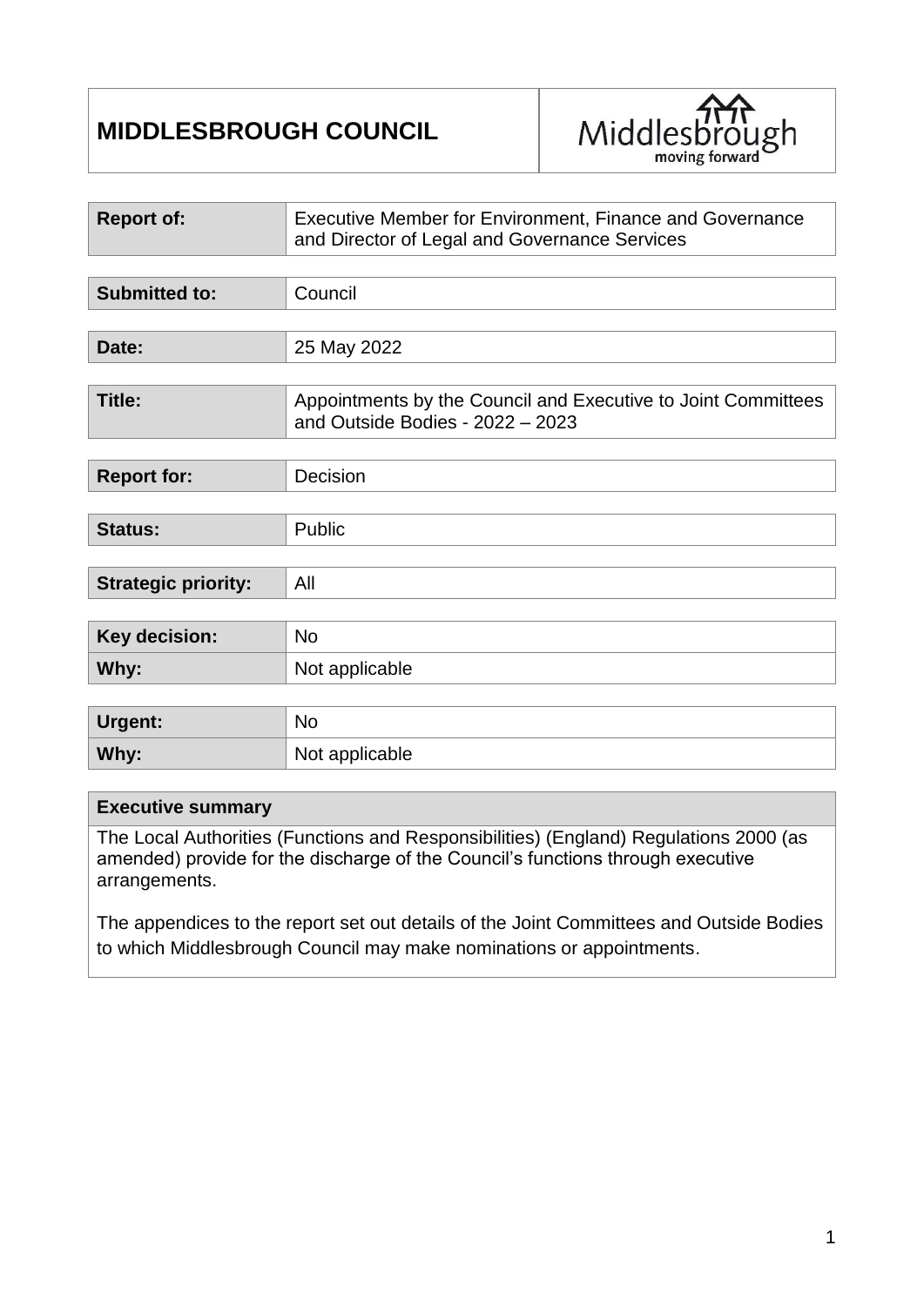# MIDDLESBROUGH COUNCIL

| | |
|---|---|
| **Report of:** | Executive Member for Environment, Finance and Governance and Director of Legal and Governance Services |

| | |
|---|---|
| **Submitted to:** | Council |

| | |
|---|---|
| **Date:** | 25 May 2022 |

| | |
|---|---|
| **Title:** | Appointments by the Council and Executive to Joint Committees and Outside Bodies - 2022 – 2023 |

| | |
|---|---|
| **Report for:** | Decision |

| | |
|---|---|
| **Status:** | Public |

| | |
|---|---|
| **Strategic priority:** | All |

| | |
|---|---|
| **Key decision:** | No |
| **Why:** | Not applicable |

| | |
|---|---|
| **Urgent:** | No |
| **Why:** | Not applicable |

**Executive summary**

The Local Authorities (Functions and Responsibilities) (England) Regulations 2000 (as amended) provide for the discharge of the Council's functions through executive arrangements.

The appendices to the report set out details of the Joint Committees and Outside Bodies to which Middlesbrough Council may make nominations or appointments.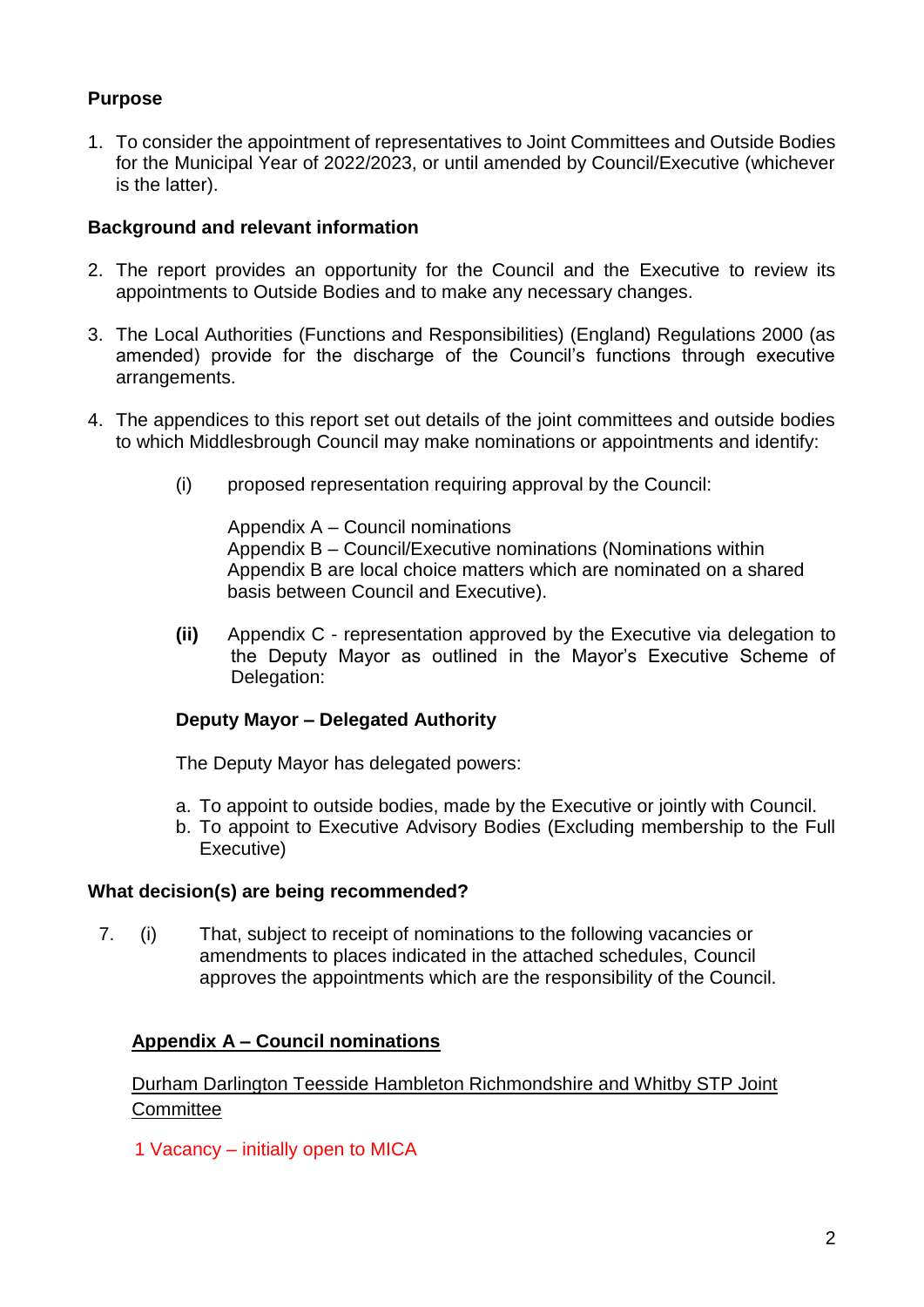**Purpose**

1. To consider the appointment of representatives to Joint Committees and Outside Bodies for the Municipal Year of 2022/2023, or until amended by Council/Executive (whichever is the latter).

**Background and relevant information**

2. The report provides an opportunity for the Council and the Executive to review its appointments to Outside Bodies and to make any necessary changes.

3. The Local Authorities (Functions and Responsibilities) (England) Regulations 2000 (as amended) provide for the discharge of the Council's functions through executive arrangements.

4. The appendices to this report set out details of the joint committees and outside bodies to which Middlesbrough Council may make nominations or appointments and identify:

   (i) proposed representation requiring approval by the Council:

   Appendix A – Council nominations
   Appendix B – Council/Executive nominations (Nominations within Appendix B are local choice matters which are nominated on a shared basis between Council and Executive).

   **(ii)** Appendix C - representation approved by the Executive via delegation to the Deputy Mayor as outlined in the Mayor's Executive Scheme of Delegation:

   **Deputy Mayor – Delegated Authority**

   The Deputy Mayor has delegated powers:

   a. To appoint to outside bodies, made by the Executive or jointly with Council.
   b. To appoint to Executive Advisory Bodies (Excluding membership to the Full Executive)

**What decision(s) are being recommended?**

7. (i) That, subject to receipt of nominations to the following vacancies or amendments to places indicated in the attached schedules, Council approves the appointments which are the responsibility of the Council.

**Appendix A – Council nominations**

Durham Darlington Teesside Hambleton Richmondshire and Whitby STP Joint Committee

1 Vacancy – initially open to MICA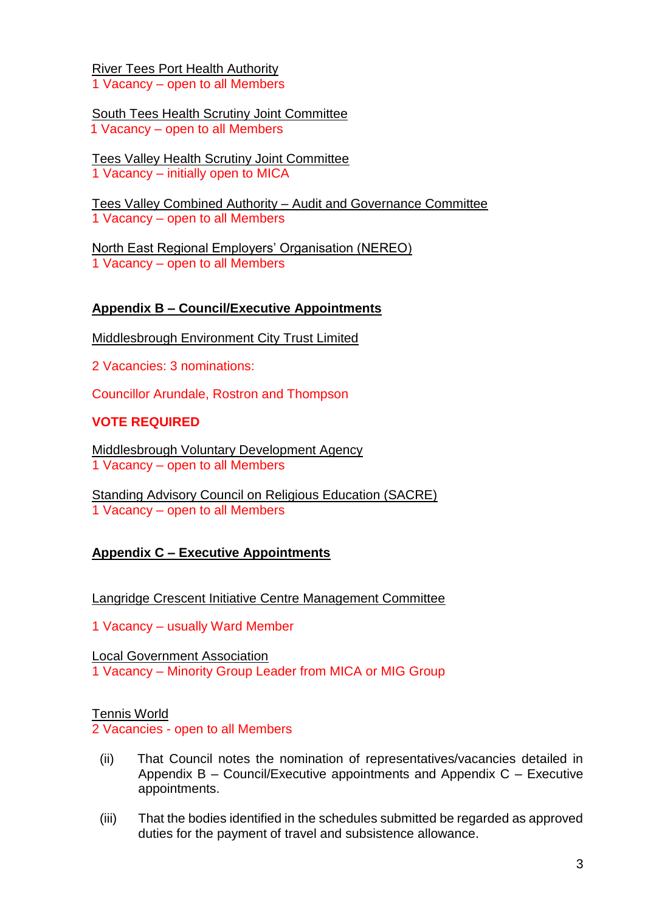River Tees Port Health Authority
1 Vacancy – open to all Members

South Tees Health Scrutiny Joint Committee
1 Vacancy – open to all Members

Tees Valley Health Scrutiny Joint Committee
1 Vacancy – initially open to MICA

Tees Valley Combined Authority – Audit and Governance Committee
1 Vacancy – open to all Members

North East Regional Employers' Organisation (NEREO)
1 Vacancy – open to all Members

**Appendix B – Council/Executive Appointments**

Middlesbrough Environment City Trust Limited

2 Vacancies: 3 nominations:

Councillor Arundale, Rostron and Thompson

**VOTE REQUIRED**

Middlesbrough Voluntary Development Agency
1 Vacancy – open to all Members

Standing Advisory Council on Religious Education (SACRE)
1 Vacancy – open to all Members

**Appendix C – Executive Appointments**

Langridge Crescent Initiative Centre Management Committee

1 Vacancy – usually Ward Member

Local Government Association
1 Vacancy – Minority Group Leader from MICA or MIG Group

Tennis World
2 Vacancies - open to all Members

(ii) That Council notes the nomination of representatives/vacancies detailed in Appendix B – Council/Executive appointments and Appendix C – Executive appointments.

(iii) That the bodies identified in the schedules submitted be regarded as approved duties for the payment of travel and subsistence allowance.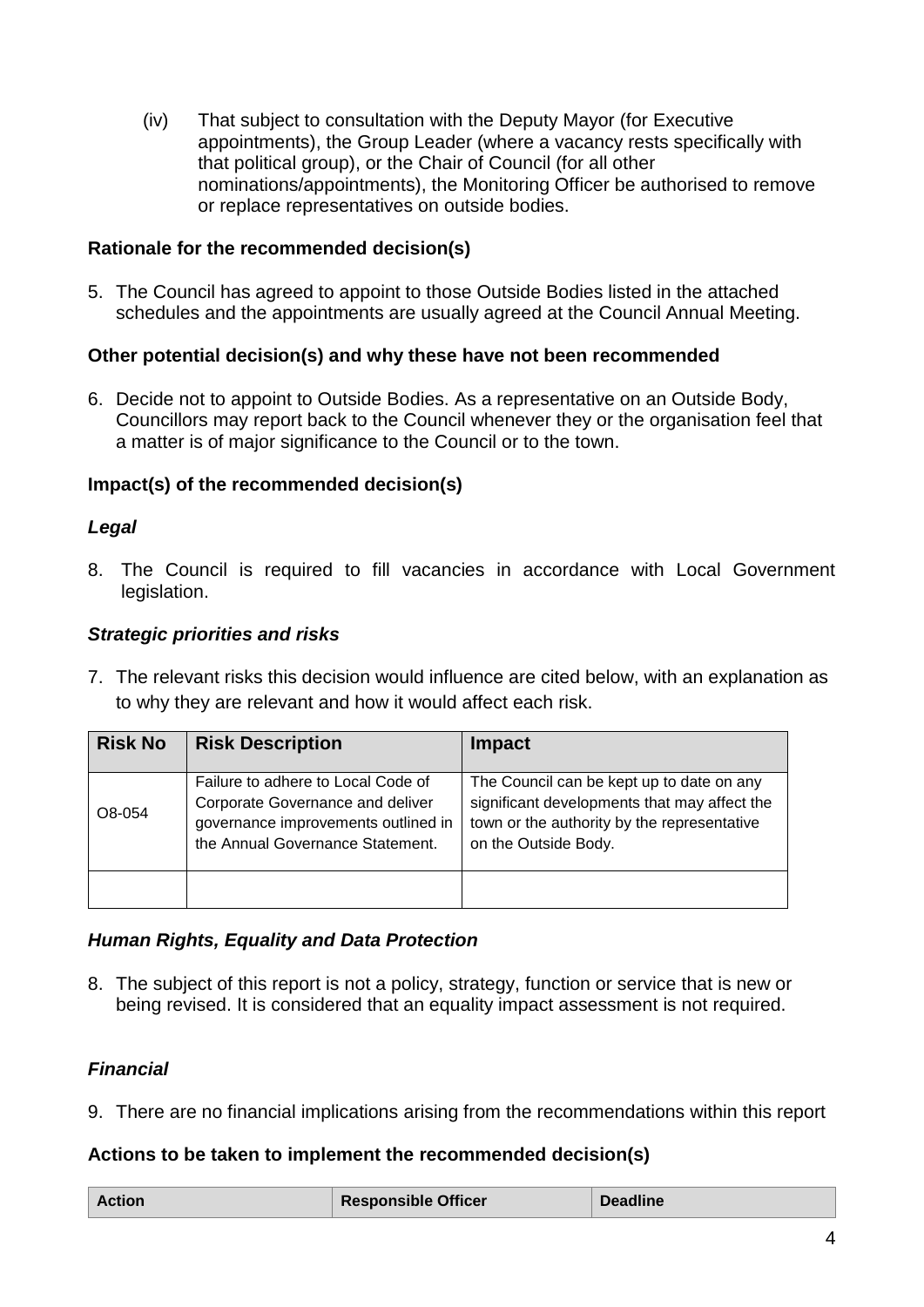(iv) That subject to consultation with the Deputy Mayor (for Executive appointments), the Group Leader (where a vacancy rests specifically with that political group), or the Chair of Council (for all other nominations/appointments), the Monitoring Officer be authorised to remove or replace representatives on outside bodies.

**Rationale for the recommended decision(s)**

5. The Council has agreed to appoint to those Outside Bodies listed in the attached schedules and the appointments are usually agreed at the Council Annual Meeting.

**Other potential decision(s) and why these have not been recommended**

6. Decide not to appoint to Outside Bodies. As a representative on an Outside Body, Councillors may report back to the Council whenever they or the organisation feel that a matter is of major significance to the Council or to the town.

**Impact(s) of the recommended decision(s)**

***Legal***

8. The Council is required to fill vacancies in accordance with Local Government legislation.

***Strategic priorities and risks***

7. The relevant risks this decision would influence are cited below, with an explanation as to why they are relevant and how it would affect each risk.

| Risk No | Risk Description | Impact |
|---|---|---|
| O8-054 | Failure to adhere to Local Code of Corporate Governance and deliver governance improvements outlined in the Annual Governance Statement. | The Council can be kept up to date on any significant developments that may affect the town or the authority by the representative on the Outside Body. |
| | | |

***Human Rights, Equality and Data Protection***

8. The subject of this report is not a policy, strategy, function or service that is new or being revised. It is considered that an equality impact assessment is not required.

***Financial***

9. There are no financial implications arising from the recommendations within this report

**Actions to be taken to implement the recommended decision(s)**

| Action | Responsible Officer | Deadline |
|---|---|---|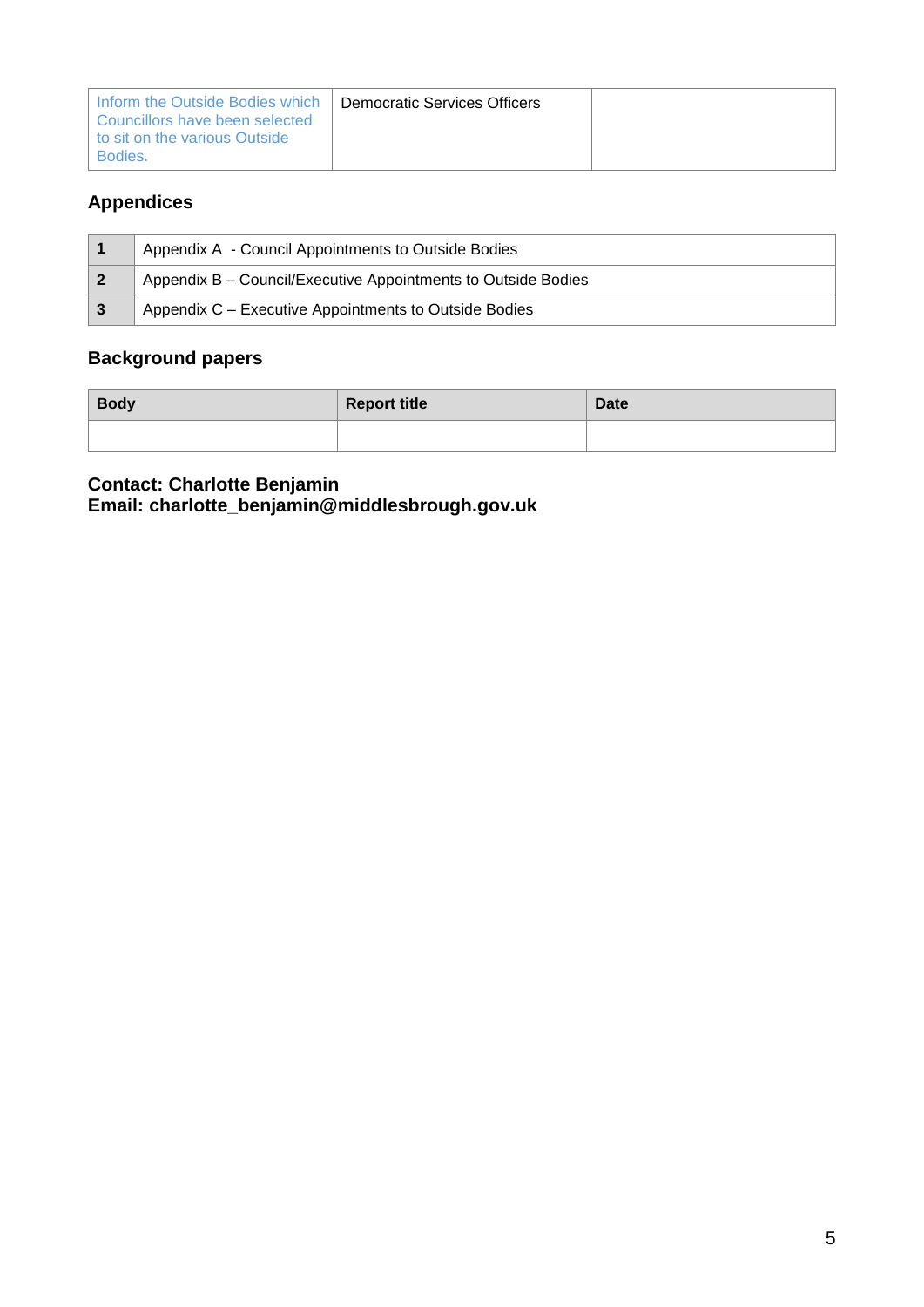| | | |
|---|---|---|
| Inform the Outside Bodies which Councillors have been selected to sit on the various Outside Bodies. | Democratic Services Officers | |

## Appendices

| | |
|---|---|
| **1** | Appendix A - Council Appointments to Outside Bodies |
| **2** | Appendix B – Council/Executive Appointments to Outside Bodies |
| **3** | Appendix C – Executive Appointments to Outside Bodies |

## Background papers

| Body | Report title | Date |
|---|---|---|
| | | |

**Contact: Charlotte Benjamin**
**Email: charlotte_benjamin@middlesbrough.gov.uk**